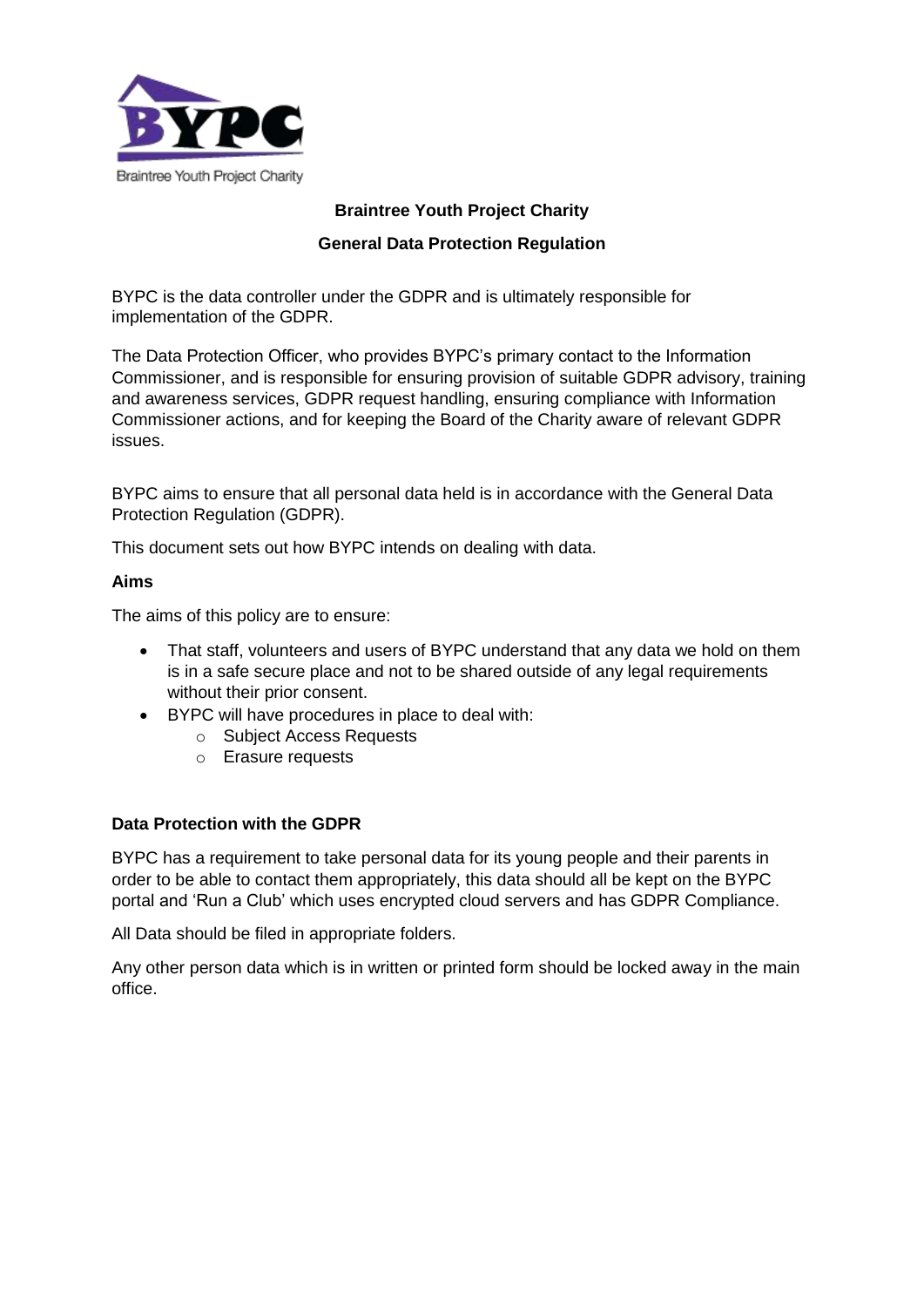**Braintree Youth Project Charity**

**General Data Protection Regulation**

BYPC is the data controller under the GDPR and is ultimately responsible for implementation of the GDPR.

The Data Protection Officer, who provides BYPC's primary contact to the Information Commissioner, and is responsible for ensuring provision of suitable GDPR advisory, training and awareness services, GDPR request handling, ensuring compliance with Information Commissioner actions, and for keeping the Board of the Charity aware of relevant GDPR issues.

BYPC aims to ensure that all personal data held is in accordance with the General Data Protection Regulation (GDPR).

This document sets out how BYPC intends on dealing with data.

**Aims**

The aims of this policy are to ensure:

- That staff, volunteers and users of BYPC understand that any data we hold on them is in a safe secure place and not to be shared outside of any legal requirements without their prior consent.
- BYPC will have procedures in place to deal with:
  - Subject Access Requests
  - Erasure requests

**Data Protection with the GDPR**

BYPC has a requirement to take personal data for its young people and their parents in order to be able to contact them appropriately, this data should all be kept on the BYPC portal and 'Run a Club' which uses encrypted cloud servers and has GDPR Compliance.

All Data should be filed in appropriate folders.

Any other person data which is in written or printed form should be locked away in the main office.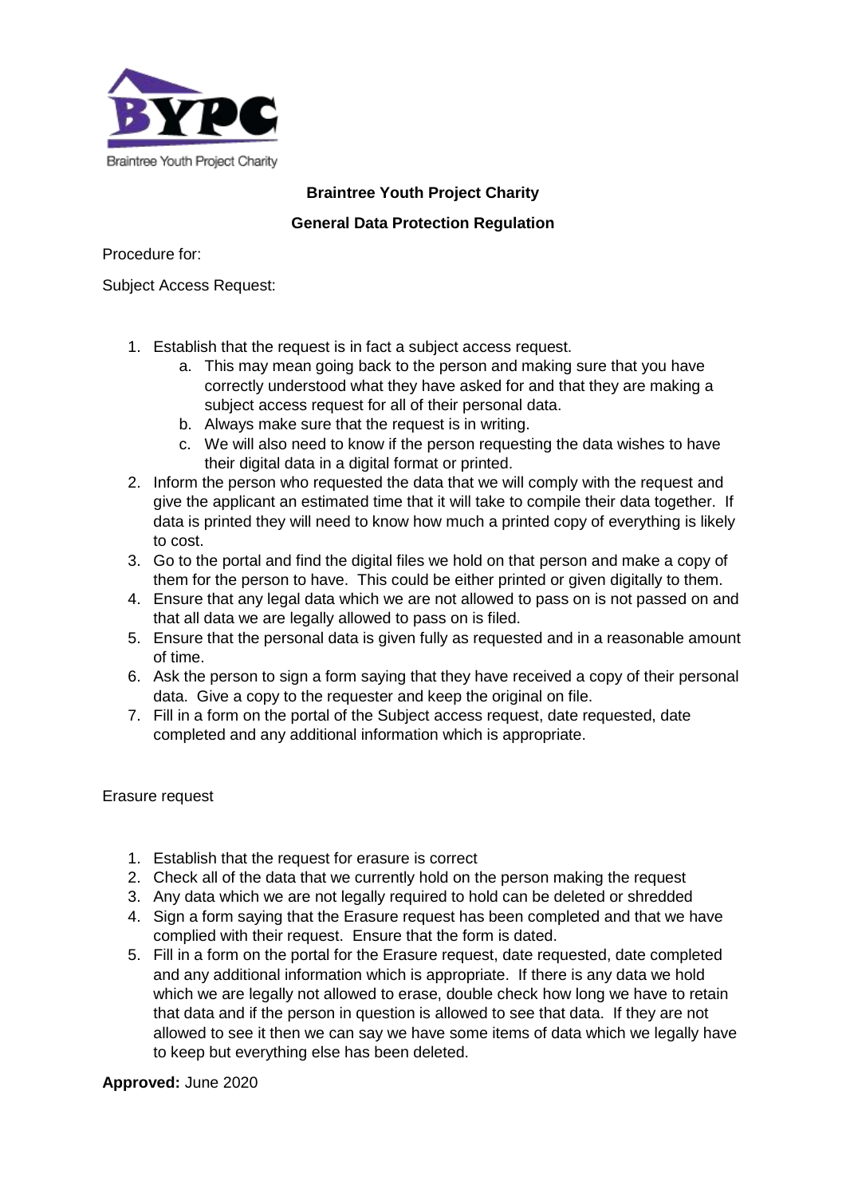Braintree Youth Project Charity

**Braintree Youth Project Charity**

**General Data Protection Regulation**

Procedure for:

Subject Access Request:

1. Establish that the request is in fact a subject access request.
    a. This may mean going back to the person and making sure that you have correctly understood what they have asked for and that they are making a subject access request for all of their personal data.
    b. Always make sure that the request is in writing.
    c. We will also need to know if the person requesting the data wishes to have their digital data in a digital format or printed.
2. Inform the person who requested the data that we will comply with the request and give the applicant an estimated time that it will take to compile their data together. If data is printed they will need to know how much a printed copy of everything is likely to cost.
3. Go to the portal and find the digital files we hold on that person and make a copy of them for the person to have. This could be either printed or given digitally to them.
4. Ensure that any legal data which we are not allowed to pass on is not passed on and that all data we are legally allowed to pass on is filed.
5. Ensure that the personal data is given fully as requested and in a reasonable amount of time.
6. Ask the person to sign a form saying that they have received a copy of their personal data. Give a copy to the requester and keep the original on file.
7. Fill in a form on the portal of the Subject access request, date requested, date completed and any additional information which is appropriate.

Erasure request

1. Establish that the request for erasure is correct
2. Check all of the data that we currently hold on the person making the request
3. Any data which we are not legally required to hold can be deleted or shredded
4. Sign a form saying that the Erasure request has been completed and that we have complied with their request. Ensure that the form is dated.
5. Fill in a form on the portal for the Erasure request, date requested, date completed and any additional information which is appropriate. If there is any data we hold which we are legally not allowed to erase, double check how long we have to retain that data and if the person in question is allowed to see that data. If they are not allowed to see it then we can say we have some items of data which we legally have to keep but everything else has been deleted.

**Approved:** June 2020